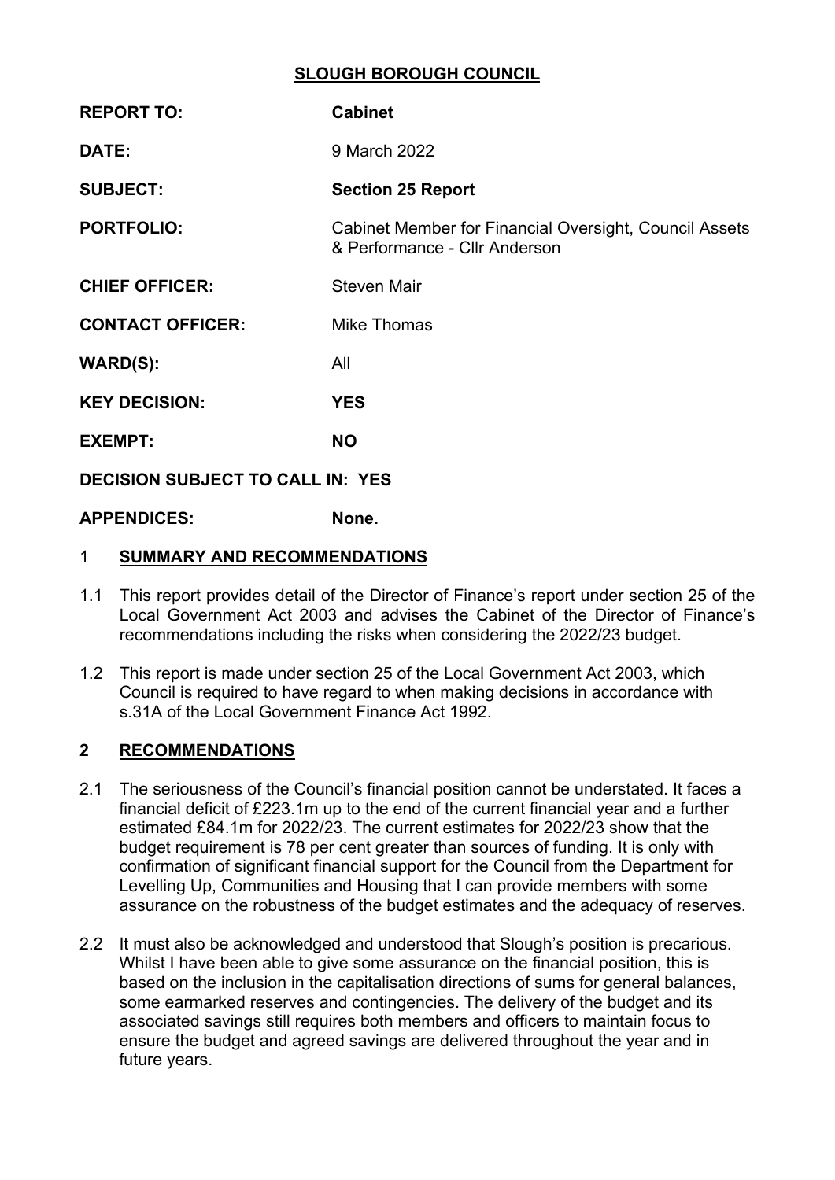# SLOUGH BOROUGH COUNCIL

| | |
|---|---|
| **REPORT TO:** | **Cabinet** |
| **DATE:** | 9 March 2022 |
| **SUBJECT:** | **Section 25 Report** |
| **PORTFOLIO:** | Cabinet Member for Financial Oversight, Council Assets & Performance - Cllr Anderson |
| **CHIEF OFFICER:** | Steven Mair |
| **CONTACT OFFICER:** | Mike Thomas |
| **WARD(S):** | All |
| **KEY DECISION:** | **YES** |
| **EXEMPT:** | **NO** |
| **DECISION SUBJECT TO CALL IN:** | **YES** |
| **APPENDICES:** | **None.** |

## 1 SUMMARY AND RECOMMENDATIONS

1.1 This report provides detail of the Director of Finance's report under section 25 of the Local Government Act 2003 and advises the Cabinet of the Director of Finance's recommendations including the risks when considering the 2022/23 budget.

1.2 This report is made under section 25 of the Local Government Act 2003, which Council is required to have regard to when making decisions in accordance with s.31A of the Local Government Finance Act 1992.

## 2 RECOMMENDATIONS

2.1 The seriousness of the Council's financial position cannot be understated. It faces a financial deficit of £223.1m up to the end of the current financial year and a further estimated £84.1m for 2022/23. The current estimates for 2022/23 show that the budget requirement is 78 per cent greater than sources of funding. It is only with confirmation of significant financial support for the Council from the Department for Levelling Up, Communities and Housing that I can provide members with some assurance on the robustness of the budget estimates and the adequacy of reserves.

2.2 It must also be acknowledged and understood that Slough's position is precarious. Whilst I have been able to give some assurance on the financial position, this is based on the inclusion in the capitalisation directions of sums for general balances, some earmarked reserves and contingencies. The delivery of the budget and its associated savings still requires both members and officers to maintain focus to ensure the budget and agreed savings are delivered throughout the year and in future years.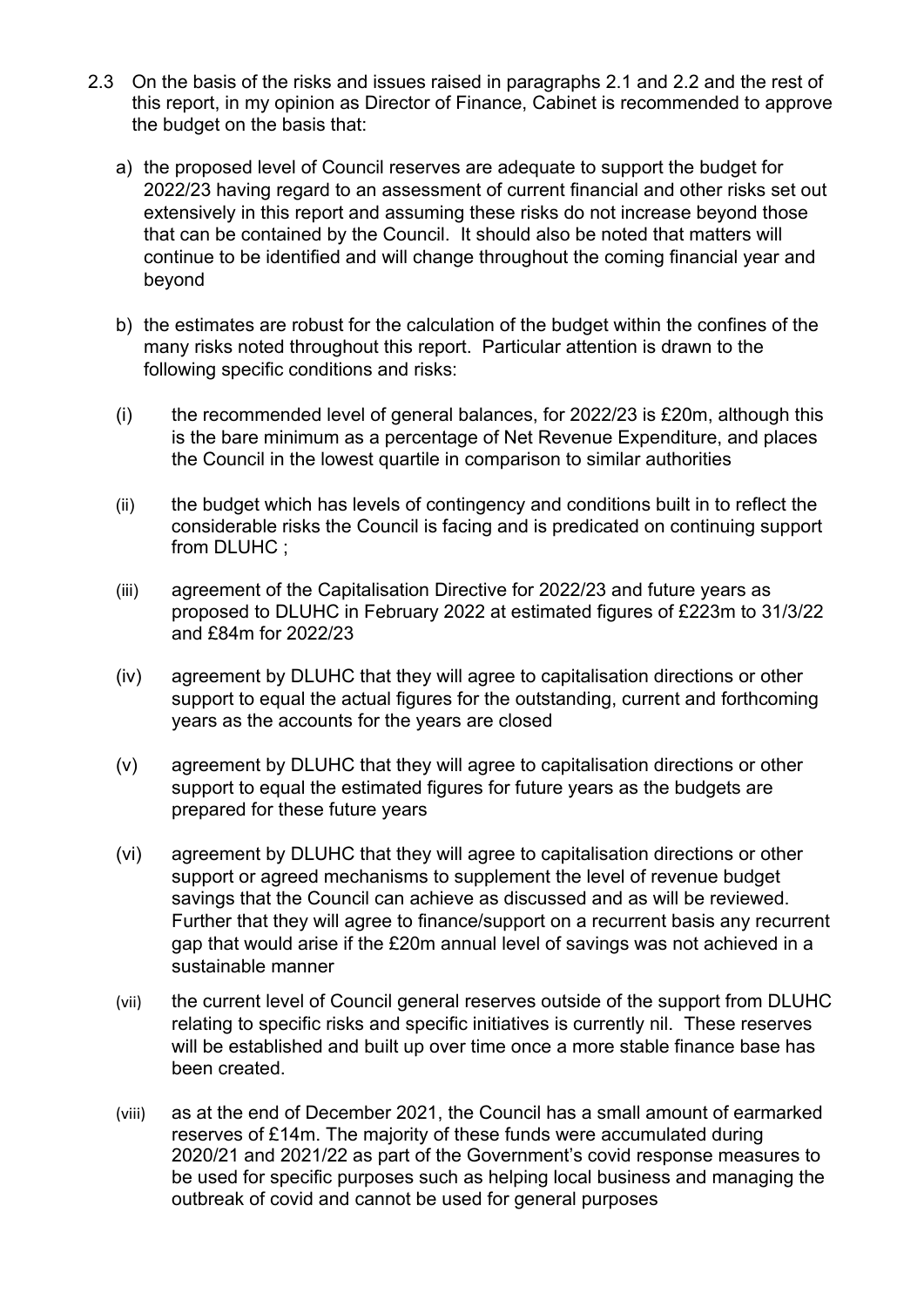2.3 On the basis of the risks and issues raised in paragraphs 2.1 and 2.2 and the rest of this report, in my opinion as Director of Finance, Cabinet is recommended to approve the budget on the basis that:

a) the proposed level of Council reserves are adequate to support the budget for 2022/23 having regard to an assessment of current financial and other risks set out extensively in this report and assuming these risks do not increase beyond those that can be contained by the Council. It should also be noted that matters will continue to be identified and will change throughout the coming financial year and beyond

b) the estimates are robust for the calculation of the budget within the confines of the many risks noted throughout this report. Particular attention is drawn to the following specific conditions and risks:

(i) the recommended level of general balances, for 2022/23 is £20m, although this is the bare minimum as a percentage of Net Revenue Expenditure, and places the Council in the lowest quartile in comparison to similar authorities

(ii) the budget which has levels of contingency and conditions built in to reflect the considerable risks the Council is facing and is predicated on continuing support from DLUHC ;

(iii) agreement of the Capitalisation Directive for 2022/23 and future years as proposed to DLUHC in February 2022 at estimated figures of £223m to 31/3/22 and £84m for 2022/23

(iv) agreement by DLUHC that they will agree to capitalisation directions or other support to equal the actual figures for the outstanding, current and forthcoming years as the accounts for the years are closed

(v) agreement by DLUHC that they will agree to capitalisation directions or other support to equal the estimated figures for future years as the budgets are prepared for these future years

(vi) agreement by DLUHC that they will agree to capitalisation directions or other support or agreed mechanisms to supplement the level of revenue budget savings that the Council can achieve as discussed and as will be reviewed. Further that they will agree to finance/support on a recurrent basis any recurrent gap that would arise if the £20m annual level of savings was not achieved in a sustainable manner

(vii) the current level of Council general reserves outside of the support from DLUHC relating to specific risks and specific initiatives is currently nil. These reserves will be established and built up over time once a more stable finance base has been created.

(viii) as at the end of December 2021, the Council has a small amount of earmarked reserves of £14m. The majority of these funds were accumulated during 2020/21 and 2021/22 as part of the Government's covid response measures to be used for specific purposes such as helping local business and managing the outbreak of covid and cannot be used for general purposes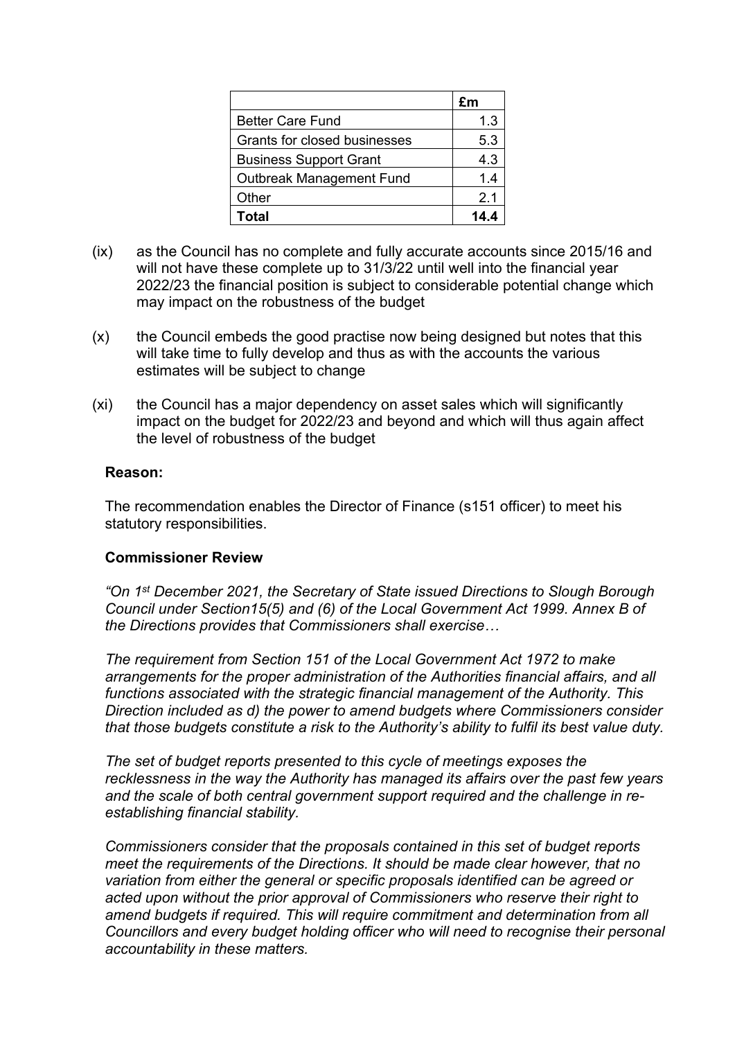| | £m |
|---|---|
| Better Care Fund | 1.3 |
| Grants for closed businesses | 5.3 |
| Business Support Grant | 4.3 |
| Outbreak Management Fund | 1.4 |
| Other | 2.1 |
| **Total** | **14.4** |

(ix) as the Council has no complete and fully accurate accounts since 2015/16 and will not have these complete up to 31/3/22 until well into the financial year 2022/23 the financial position is subject to considerable potential change which may impact on the robustness of the budget

(x) the Council embeds the good practise now being designed but notes that this will take time to fully develop and thus as with the accounts the various estimates will be subject to change

(xi) the Council has a major dependency on asset sales which will significantly impact on the budget for 2022/23 and beyond and which will thus again affect the level of robustness of the budget

**Reason:**

The recommendation enables the Director of Finance (s151 officer) to meet his statutory responsibilities.

**Commissioner Review**

*"On 1st December 2021, the Secretary of State issued Directions to Slough Borough Council under Section15(5) and (6) of the Local Government Act 1999. Annex B of the Directions provides that Commissioners shall exercise…*

*The requirement from Section 151 of the Local Government Act 1972 to make arrangements for the proper administration of the Authorities financial affairs, and all functions associated with the strategic financial management of the Authority. This Direction included as d) the power to amend budgets where Commissioners consider that those budgets constitute a risk to the Authority's ability to fulfil its best value duty.*

*The set of budget reports presented to this cycle of meetings exposes the recklessness in the way the Authority has managed its affairs over the past few years and the scale of both central government support required and the challenge in re-establishing financial stability.*

*Commissioners consider that the proposals contained in this set of budget reports meet the requirements of the Directions. It should be made clear however, that no variation from either the general or specific proposals identified can be agreed or acted upon without the prior approval of Commissioners who reserve their right to amend budgets if required. This will require commitment and determination from all Councillors and every budget holding officer who will need to recognise their personal accountability in these matters.*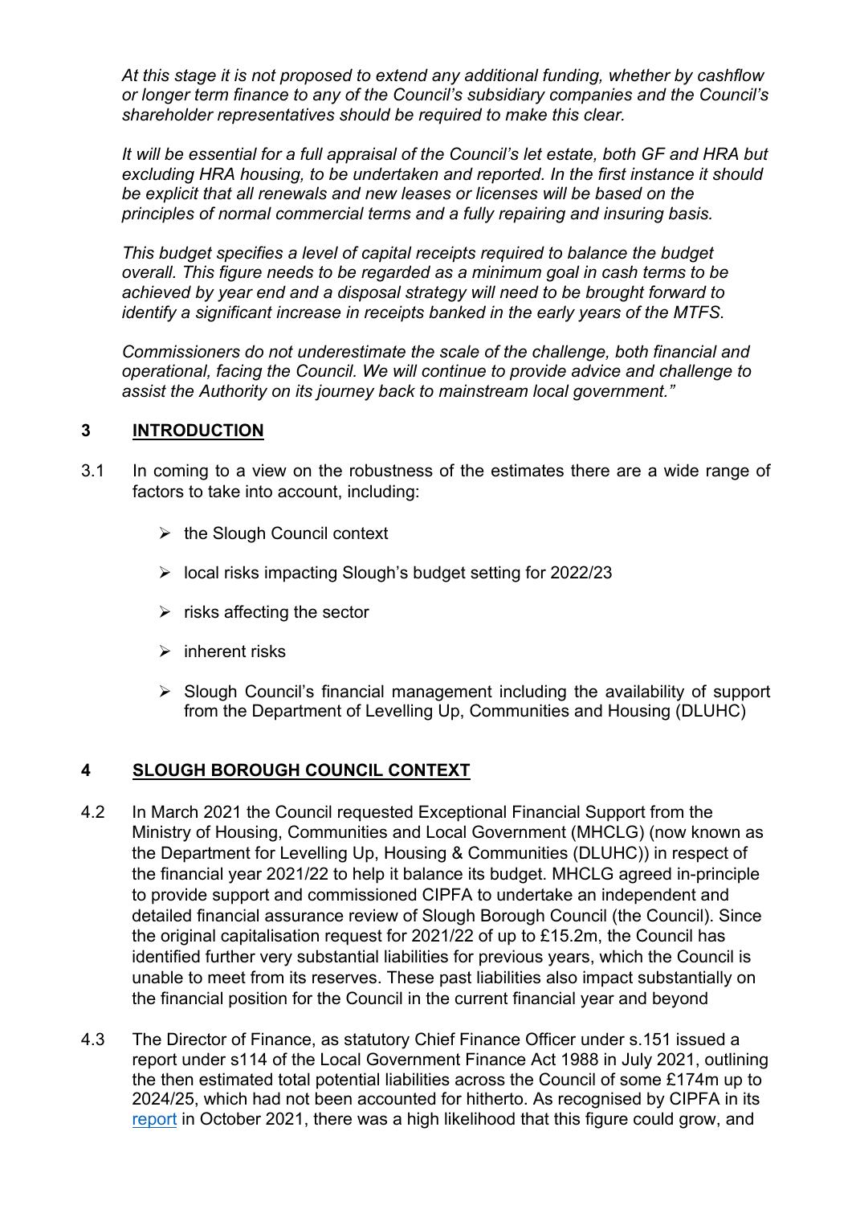*At this stage it is not proposed to extend any additional funding, whether by cashflow or longer term finance to any of the Council's subsidiary companies and the Council's shareholder representatives should be required to make this clear.*

*It will be essential for a full appraisal of the Council's let estate, both GF and HRA but excluding HRA housing, to be undertaken and reported. In the first instance it should be explicit that all renewals and new leases or licenses will be based on the principles of normal commercial terms and a fully repairing and insuring basis.*

*This budget specifies a level of capital receipts required to balance the budget overall. This figure needs to be regarded as a minimum goal in cash terms to be achieved by year end and a disposal strategy will need to be brought forward to identify a significant increase in receipts banked in the early years of the MTFS.*

*Commissioners do not underestimate the scale of the challenge, both financial and operational, facing the Council. We will continue to provide advice and challenge to assist the Authority on its journey back to mainstream local government."*

## 3 INTRODUCTION

3.1 In coming to a view on the robustness of the estimates there are a wide range of factors to take into account, including:

- the Slough Council context
- local risks impacting Slough's budget setting for 2022/23
- risks affecting the sector
- inherent risks
- Slough Council's financial management including the availability of support from the Department of Levelling Up, Communities and Housing (DLUHC)

## 4 SLOUGH BOROUGH COUNCIL CONTEXT

4.2 In March 2021 the Council requested Exceptional Financial Support from the Ministry of Housing, Communities and Local Government (MHCLG) (now known as the Department for Levelling Up, Housing & Communities (DLUHC)) in respect of the financial year 2021/22 to help it balance its budget. MHCLG agreed in-principle to provide support and commissioned CIPFA to undertake an independent and detailed financial assurance review of Slough Borough Council (the Council). Since the original capitalisation request for 2021/22 of up to £15.2m, the Council has identified further very substantial liabilities for previous years, which the Council is unable to meet from its reserves. These past liabilities also impact substantially on the financial position for the Council in the current financial year and beyond

4.3 The Director of Finance, as statutory Chief Finance Officer under s.151 issued a report under s114 of the Local Government Finance Act 1988 in July 2021, outlining the then estimated total potential liabilities across the Council of some £174m up to 2024/25, which had not been accounted for hitherto. As recognised by CIPFA in its report in October 2021, there was a high likelihood that this figure could grow, and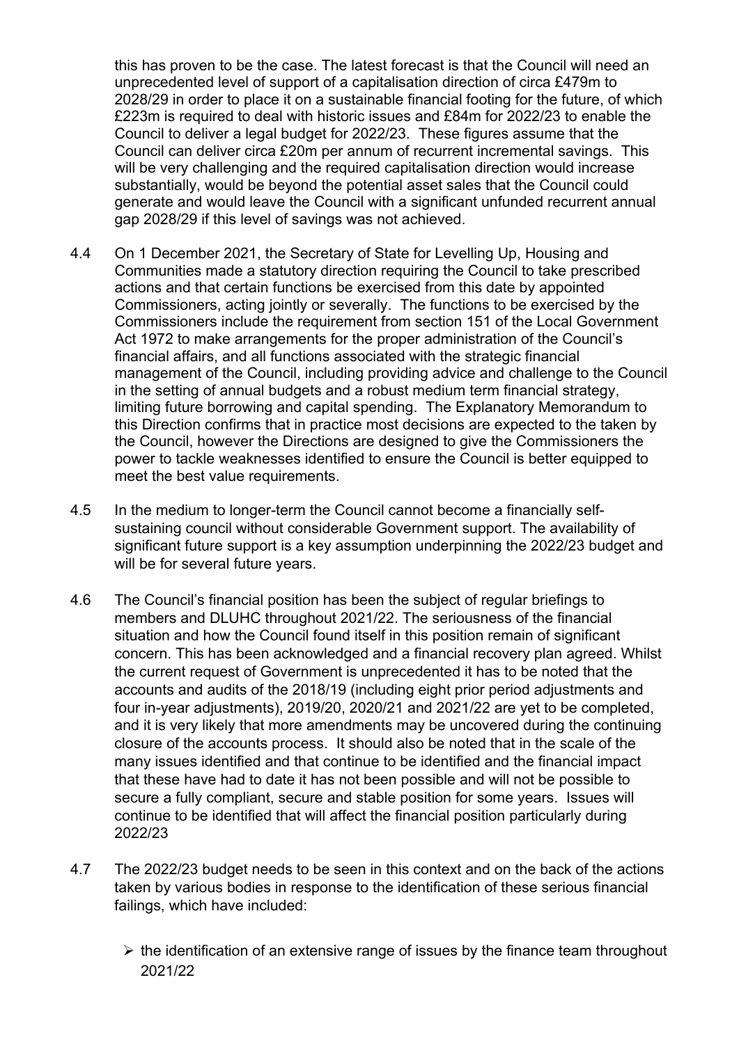this has proven to be the case. The latest forecast is that the Council will need an unprecedented level of support of a capitalisation direction of circa £479m to 2028/29 in order to place it on a sustainable financial footing for the future, of which £223m is required to deal with historic issues and £84m for 2022/23 to enable the Council to deliver a legal budget for 2022/23. These figures assume that the Council can deliver circa £20m per annum of recurrent incremental savings. This will be very challenging and the required capitalisation direction would increase substantially, would be beyond the potential asset sales that the Council could generate and would leave the Council with a significant unfunded recurrent annual gap 2028/29 if this level of savings was not achieved.

4.4 On 1 December 2021, the Secretary of State for Levelling Up, Housing and Communities made a statutory direction requiring the Council to take prescribed actions and that certain functions be exercised from this date by appointed Commissioners, acting jointly or severally. The functions to be exercised by the Commissioners include the requirement from section 151 of the Local Government Act 1972 to make arrangements for the proper administration of the Council's financial affairs, and all functions associated with the strategic financial management of the Council, including providing advice and challenge to the Council in the setting of annual budgets and a robust medium term financial strategy, limiting future borrowing and capital spending. The Explanatory Memorandum to this Direction confirms that in practice most decisions are expected to the taken by the Council, however the Directions are designed to give the Commissioners the power to tackle weaknesses identified to ensure the Council is better equipped to meet the best value requirements.

4.5 In the medium to longer-term the Council cannot become a financially self-sustaining council without considerable Government support. The availability of significant future support is a key assumption underpinning the 2022/23 budget and will be for several future years.

4.6 The Council's financial position has been the subject of regular briefings to members and DLUHC throughout 2021/22. The seriousness of the financial situation and how the Council found itself in this position remain of significant concern. This has been acknowledged and a financial recovery plan agreed. Whilst the current request of Government is unprecedented it has to be noted that the accounts and audits of the 2018/19 (including eight prior period adjustments and four in-year adjustments), 2019/20, 2020/21 and 2021/22 are yet to be completed, and it is very likely that more amendments may be uncovered during the continuing closure of the accounts process. It should also be noted that in the scale of the many issues identified and that continue to be identified and the financial impact that these have had to date it has not been possible and will not be possible to secure a fully compliant, secure and stable position for some years. Issues will continue to be identified that will affect the financial position particularly during 2022/23

4.7 The 2022/23 budget needs to be seen in this context and on the back of the actions taken by various bodies in response to the identification of these serious financial failings, which have included:

- the identification of an extensive range of issues by the finance team throughout 2021/22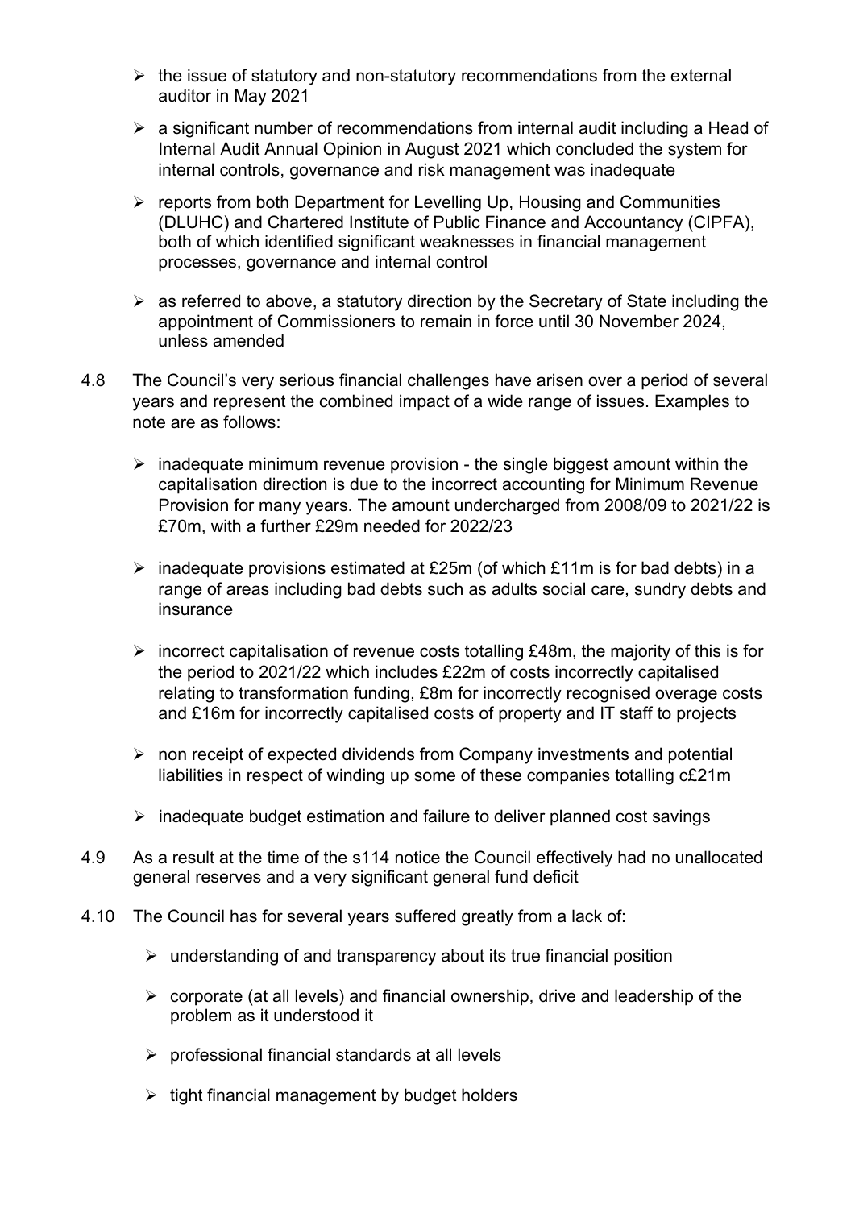- the issue of statutory and non-statutory recommendations from the external auditor in May 2021
- a significant number of recommendations from internal audit including a Head of Internal Audit Annual Opinion in August 2021 which concluded the system for internal controls, governance and risk management was inadequate
- reports from both Department for Levelling Up, Housing and Communities (DLUHC) and Chartered Institute of Public Finance and Accountancy (CIPFA), both of which identified significant weaknesses in financial management processes, governance and internal control
- as referred to above, a statutory direction by the Secretary of State including the appointment of Commissioners to remain in force until 30 November 2024, unless amended

4.8 The Council's very serious financial challenges have arisen over a period of several years and represent the combined impact of a wide range of issues. Examples to note are as follows:

- inadequate minimum revenue provision - the single biggest amount within the capitalisation direction is due to the incorrect accounting for Minimum Revenue Provision for many years. The amount undercharged from 2008/09 to 2021/22 is £70m, with a further £29m needed for 2022/23
- inadequate provisions estimated at £25m (of which £11m is for bad debts) in a range of areas including bad debts such as adults social care, sundry debts and insurance
- incorrect capitalisation of revenue costs totalling £48m, the majority of this is for the period to 2021/22 which includes £22m of costs incorrectly capitalised relating to transformation funding, £8m for incorrectly recognised overage costs and £16m for incorrectly capitalised costs of property and IT staff to projects
- non receipt of expected dividends from Company investments and potential liabilities in respect of winding up some of these companies totalling c£21m
- inadequate budget estimation and failure to deliver planned cost savings

4.9 As a result at the time of the s114 notice the Council effectively had no unallocated general reserves and a very significant general fund deficit

4.10 The Council has for several years suffered greatly from a lack of:

- understanding of and transparency about its true financial position
- corporate (at all levels) and financial ownership, drive and leadership of the problem as it understood it
- professional financial standards at all levels
- tight financial management by budget holders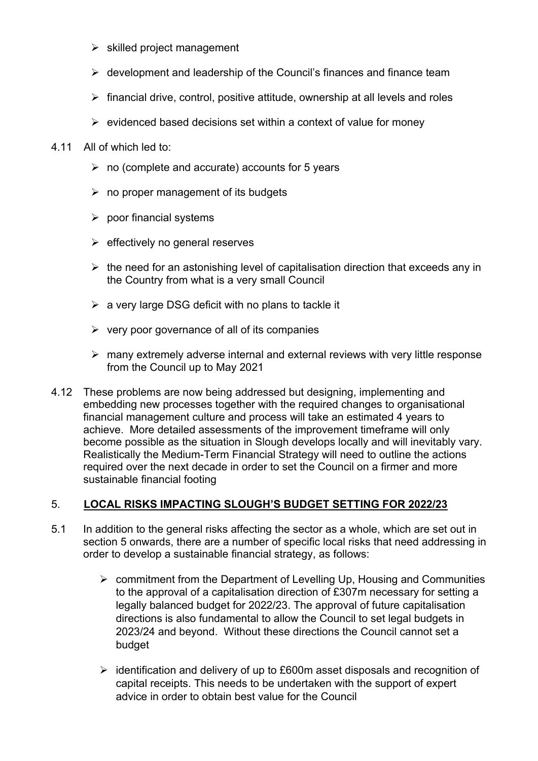- skilled project management
- development and leadership of the Council's finances and finance team
- financial drive, control, positive attitude, ownership at all levels and roles
- evidenced based decisions set within a context of value for money

4.11 All of which led to:

- no (complete and accurate) accounts for 5 years
- no proper management of its budgets
- poor financial systems
- effectively no general reserves
- the need for an astonishing level of capitalisation direction that exceeds any in the Country from what is a very small Council
- a very large DSG deficit with no plans to tackle it
- very poor governance of all of its companies
- many extremely adverse internal and external reviews with very little response from the Council up to May 2021

4.12 These problems are now being addressed but designing, implementing and embedding new processes together with the required changes to organisational financial management culture and process will take an estimated 4 years to achieve. More detailed assessments of the improvement timeframe will only become possible as the situation in Slough develops locally and will inevitably vary. Realistically the Medium-Term Financial Strategy will need to outline the actions required over the next decade in order to set the Council on a firmer and more sustainable financial footing

## 5. LOCAL RISKS IMPACTING SLOUGH'S BUDGET SETTING FOR 2022/23

5.1 In addition to the general risks affecting the sector as a whole, which are set out in section 5 onwards, there are a number of specific local risks that need addressing in order to develop a sustainable financial strategy, as follows:

- commitment from the Department of Levelling Up, Housing and Communities to the approval of a capitalisation direction of £307m necessary for setting a legally balanced budget for 2022/23. The approval of future capitalisation directions is also fundamental to allow the Council to set legal budgets in 2023/24 and beyond. Without these directions the Council cannot set a budget
- identification and delivery of up to £600m asset disposals and recognition of capital receipts. This needs to be undertaken with the support of expert advice in order to obtain best value for the Council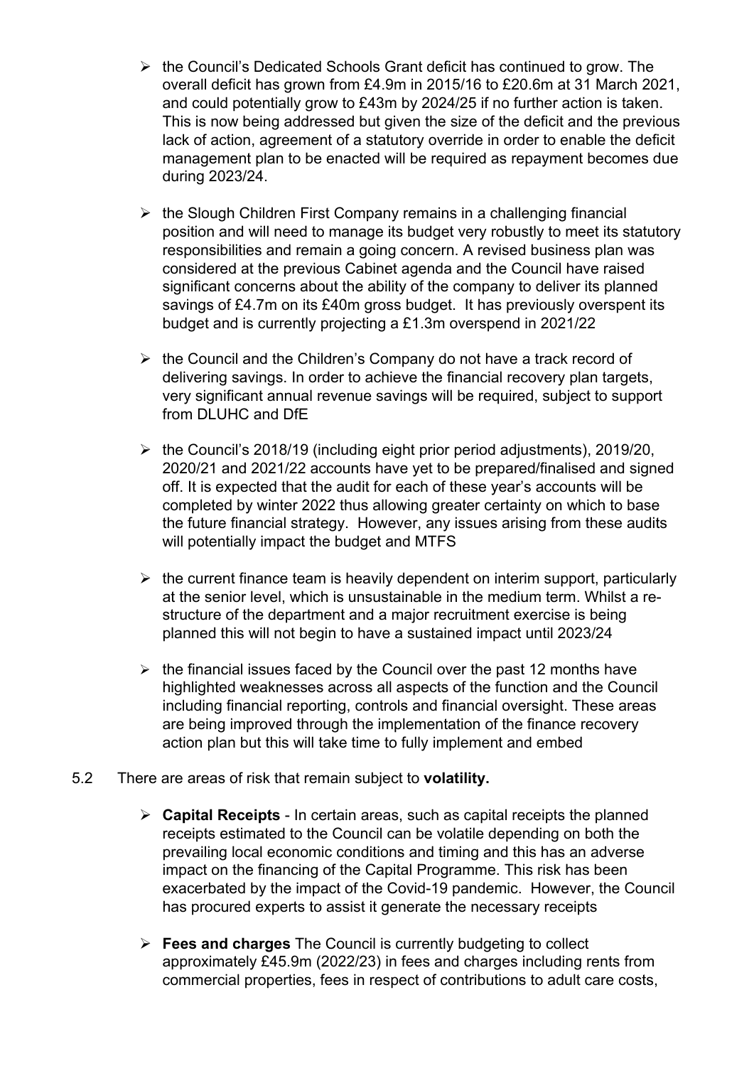- the Council's Dedicated Schools Grant deficit has continued to grow. The overall deficit has grown from £4.9m in 2015/16 to £20.6m at 31 March 2021, and could potentially grow to £43m by 2024/25 if no further action is taken. This is now being addressed but given the size of the deficit and the previous lack of action, agreement of a statutory override in order to enable the deficit management plan to be enacted will be required as repayment becomes due during 2023/24.

- the Slough Children First Company remains in a challenging financial position and will need to manage its budget very robustly to meet its statutory responsibilities and remain a going concern. A revised business plan was considered at the previous Cabinet agenda and the Council have raised significant concerns about the ability of the company to deliver its planned savings of £4.7m on its £40m gross budget. It has previously overspent its budget and is currently projecting a £1.3m overspend in 2021/22

- the Council and the Children's Company do not have a track record of delivering savings. In order to achieve the financial recovery plan targets, very significant annual revenue savings will be required, subject to support from DLUHC and DfE

- the Council's 2018/19 (including eight prior period adjustments), 2019/20, 2020/21 and 2021/22 accounts have yet to be prepared/finalised and signed off. It is expected that the audit for each of these year's accounts will be completed by winter 2022 thus allowing greater certainty on which to base the future financial strategy. However, any issues arising from these audits will potentially impact the budget and MTFS

- the current finance team is heavily dependent on interim support, particularly at the senior level, which is unsustainable in the medium term. Whilst a re-structure of the department and a major recruitment exercise is being planned this will not begin to have a sustained impact until 2023/24

- the financial issues faced by the Council over the past 12 months have highlighted weaknesses across all aspects of the function and the Council including financial reporting, controls and financial oversight. These areas are being improved through the implementation of the finance recovery action plan but this will take time to fully implement and embed

5.2 There are areas of risk that remain subject to **volatility.**

- **Capital Receipts** - In certain areas, such as capital receipts the planned receipts estimated to the Council can be volatile depending on both the prevailing local economic conditions and timing and this has an adverse impact on the financing of the Capital Programme. This risk has been exacerbated by the impact of the Covid-19 pandemic. However, the Council has procured experts to assist it generate the necessary receipts

- **Fees and charges** The Council is currently budgeting to collect approximately £45.9m (2022/23) in fees and charges including rents from commercial properties, fees in respect of contributions to adult care costs,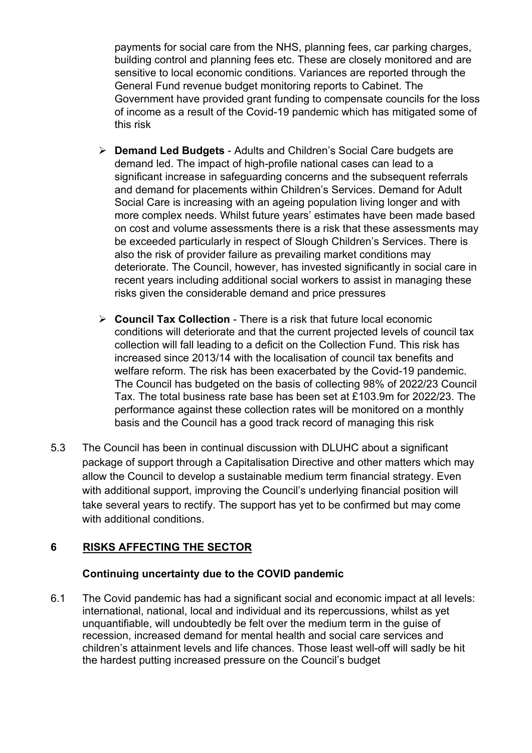payments for social care from the NHS, planning fees, car parking charges, building control and planning fees etc. These are closely monitored and are sensitive to local economic conditions. Variances are reported through the General Fund revenue budget monitoring reports to Cabinet. The Government have provided grant funding to compensate councils for the loss of income as a result of the Covid-19 pandemic which has mitigated some of this risk

- **Demand Led Budgets** - Adults and Children's Social Care budgets are demand led. The impact of high-profile national cases can lead to a significant increase in safeguarding concerns and the subsequent referrals and demand for placements within Children's Services. Demand for Adult Social Care is increasing with an ageing population living longer and with more complex needs. Whilst future years' estimates have been made based on cost and volume assessments there is a risk that these assessments may be exceeded particularly in respect of Slough Children's Services. There is also the risk of provider failure as prevailing market conditions may deteriorate. The Council, however, has invested significantly in social care in recent years including additional social workers to assist in managing these risks given the considerable demand and price pressures

- **Council Tax Collection** - There is a risk that future local economic conditions will deteriorate and that the current projected levels of council tax collection will fall leading to a deficit on the Collection Fund. This risk has increased since 2013/14 with the localisation of council tax benefits and welfare reform. The risk has been exacerbated by the Covid-19 pandemic. The Council has budgeted on the basis of collecting 98% of 2022/23 Council Tax. The total business rate base has been set at £103.9m for 2022/23. The performance against these collection rates will be monitored on a monthly basis and the Council has a good track record of managing this risk

5.3 The Council has been in continual discussion with DLUHC about a significant package of support through a Capitalisation Directive and other matters which may allow the Council to develop a sustainable medium term financial strategy. Even with additional support, improving the Council's underlying financial position will take several years to rectify. The support has yet to be confirmed but may come with additional conditions.

## 6 RISKS AFFECTING THE SECTOR

### Continuing uncertainty due to the COVID pandemic

6.1 The Covid pandemic has had a significant social and economic impact at all levels: international, national, local and individual and its repercussions, whilst as yet unquantifiable, will undoubtedly be felt over the medium term in the guise of recession, increased demand for mental health and social care services and children's attainment levels and life chances. Those least well-off will sadly be hit the hardest putting increased pressure on the Council's budget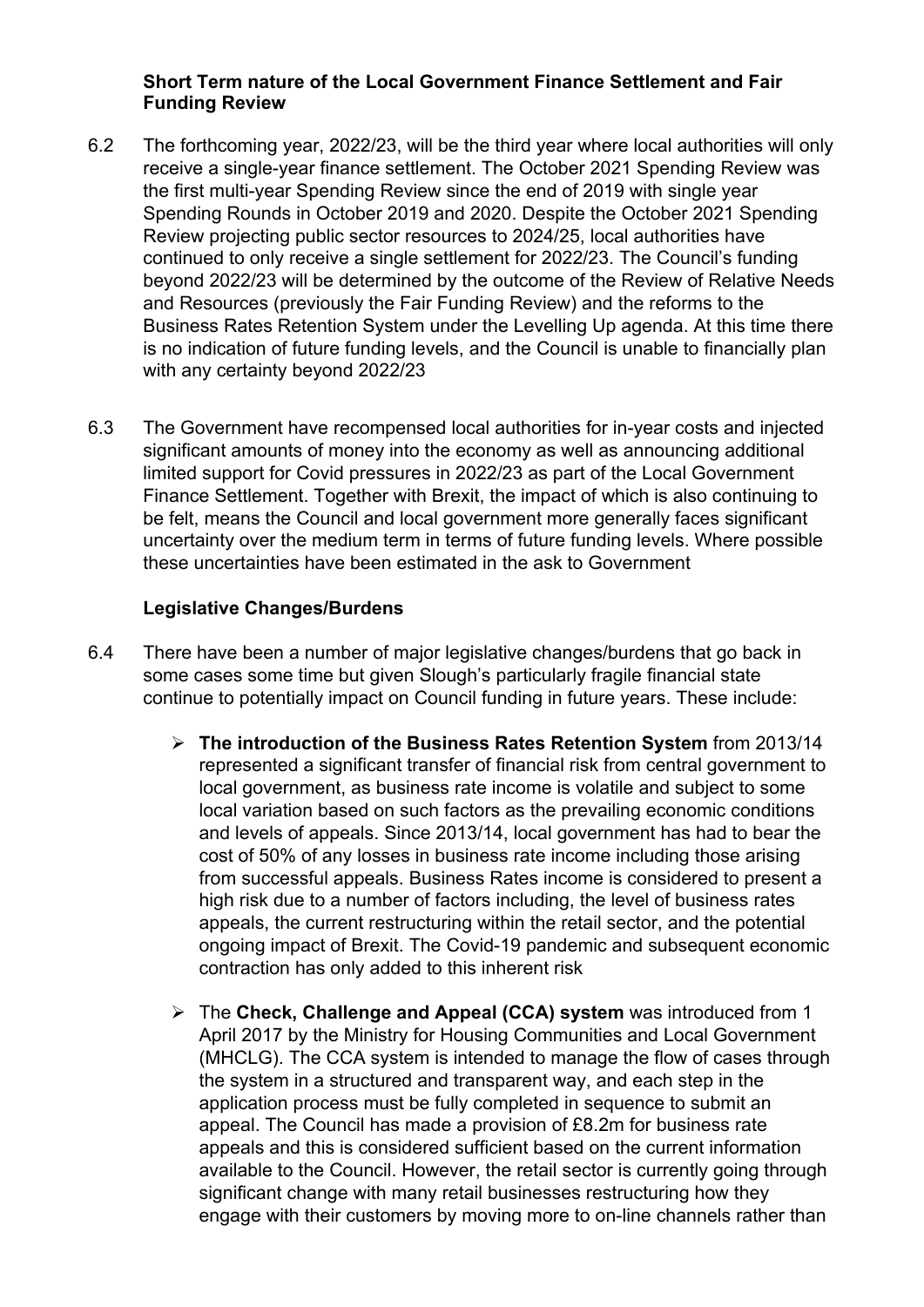### Short Term nature of the Local Government Finance Settlement and Fair Funding Review

6.2 The forthcoming year, 2022/23, will be the third year where local authorities will only receive a single-year finance settlement. The October 2021 Spending Review was the first multi-year Spending Review since the end of 2019 with single year Spending Rounds in October 2019 and 2020. Despite the October 2021 Spending Review projecting public sector resources to 2024/25, local authorities have continued to only receive a single settlement for 2022/23. The Council's funding beyond 2022/23 will be determined by the outcome of the Review of Relative Needs and Resources (previously the Fair Funding Review) and the reforms to the Business Rates Retention System under the Levelling Up agenda. At this time there is no indication of future funding levels, and the Council is unable to financially plan with any certainty beyond 2022/23

6.3 The Government have recompensed local authorities for in-year costs and injected significant amounts of money into the economy as well as announcing additional limited support for Covid pressures in 2022/23 as part of the Local Government Finance Settlement. Together with Brexit, the impact of which is also continuing to be felt, means the Council and local government more generally faces significant uncertainty over the medium term in terms of future funding levels. Where possible these uncertainties have been estimated in the ask to Government

### Legislative Changes/Burdens

6.4 There have been a number of major legislative changes/burdens that go back in some cases some time but given Slough's particularly fragile financial state continue to potentially impact on Council funding in future years. These include:

- **The introduction of the Business Rates Retention System** from 2013/14 represented a significant transfer of financial risk from central government to local government, as business rate income is volatile and subject to some local variation based on such factors as the prevailing economic conditions and levels of appeals. Since 2013/14, local government has had to bear the cost of 50% of any losses in business rate income including those arising from successful appeals. Business Rates income is considered to present a high risk due to a number of factors including, the level of business rates appeals, the current restructuring within the retail sector, and the potential ongoing impact of Brexit. The Covid-19 pandemic and subsequent economic contraction has only added to this inherent risk

- The **Check, Challenge and Appeal (CCA) system** was introduced from 1 April 2017 by the Ministry for Housing Communities and Local Government (MHCLG). The CCA system is intended to manage the flow of cases through the system in a structured and transparent way, and each step in the application process must be fully completed in sequence to submit an appeal. The Council has made a provision of £8.2m for business rate appeals and this is considered sufficient based on the current information available to the Council. However, the retail sector is currently going through significant change with many retail businesses restructuring how they engage with their customers by moving more to on-line channels rather than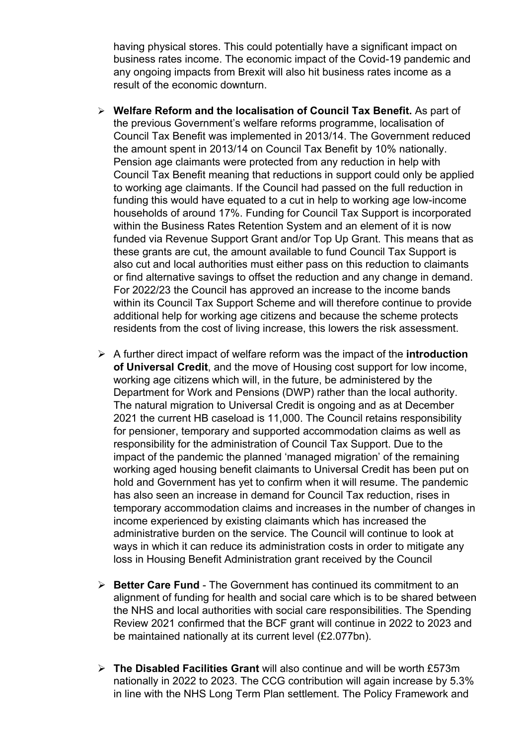having physical stores. This could potentially have a significant impact on business rates income. The economic impact of the Covid-19 pandemic and any ongoing impacts from Brexit will also hit business rates income as a result of the economic downturn.

- **Welfare Reform and the localisation of Council Tax Benefit.** As part of the previous Government's welfare reforms programme, localisation of Council Tax Benefit was implemented in 2013/14. The Government reduced the amount spent in 2013/14 on Council Tax Benefit by 10% nationally. Pension age claimants were protected from any reduction in help with Council Tax Benefit meaning that reductions in support could only be applied to working age claimants. If the Council had passed on the full reduction in funding this would have equated to a cut in help to working age low-income households of around 17%. Funding for Council Tax Support is incorporated within the Business Rates Retention System and an element of it is now funded via Revenue Support Grant and/or Top Up Grant. This means that as these grants are cut, the amount available to fund Council Tax Support is also cut and local authorities must either pass on this reduction to claimants or find alternative savings to offset the reduction and any change in demand. For 2022/23 the Council has approved an increase to the income bands within its Council Tax Support Scheme and will therefore continue to provide additional help for working age citizens and because the scheme protects residents from the cost of living increase, this lowers the risk assessment.

- A further direct impact of welfare reform was the impact of the **introduction of Universal Credit**, and the move of Housing cost support for low income, working age citizens which will, in the future, be administered by the Department for Work and Pensions (DWP) rather than the local authority. The natural migration to Universal Credit is ongoing and as at December 2021 the current HB caseload is 11,000. The Council retains responsibility for pensioner, temporary and supported accommodation claims as well as responsibility for the administration of Council Tax Support. Due to the impact of the pandemic the planned 'managed migration' of the remaining working aged housing benefit claimants to Universal Credit has been put on hold and Government has yet to confirm when it will resume. The pandemic has also seen an increase in demand for Council Tax reduction, rises in temporary accommodation claims and increases in the number of changes in income experienced by existing claimants which has increased the administrative burden on the service. The Council will continue to look at ways in which it can reduce its administration costs in order to mitigate any loss in Housing Benefit Administration grant received by the Council

- **Better Care Fund** - The Government has continued its commitment to an alignment of funding for health and social care which is to be shared between the NHS and local authorities with social care responsibilities. The Spending Review 2021 confirmed that the BCF grant will continue in 2022 to 2023 and be maintained nationally at its current level (£2.077bn).

- **The Disabled Facilities Grant** will also continue and will be worth £573m nationally in 2022 to 2023. The CCG contribution will again increase by 5.3% in line with the NHS Long Term Plan settlement. The Policy Framework and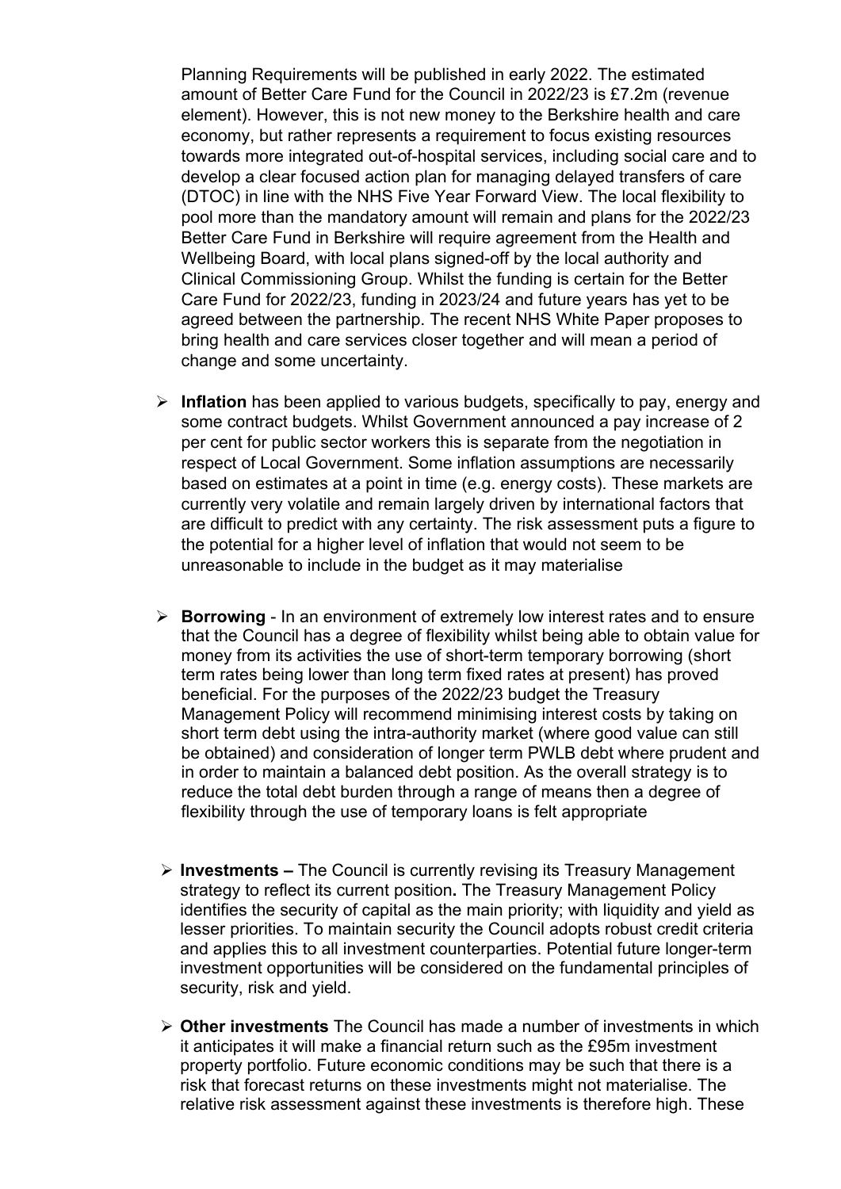Planning Requirements will be published in early 2022. The estimated amount of Better Care Fund for the Council in 2022/23 is £7.2m (revenue element). However, this is not new money to the Berkshire health and care economy, but rather represents a requirement to focus existing resources towards more integrated out-of-hospital services, including social care and to develop a clear focused action plan for managing delayed transfers of care (DTOC) in line with the NHS Five Year Forward View. The local flexibility to pool more than the mandatory amount will remain and plans for the 2022/23 Better Care Fund in Berkshire will require agreement from the Health and Wellbeing Board, with local plans signed-off by the local authority and Clinical Commissioning Group. Whilst the funding is certain for the Better Care Fund for 2022/23, funding in 2023/24 and future years has yet to be agreed between the partnership. The recent NHS White Paper proposes to bring health and care services closer together and will mean a period of change and some uncertainty.

- **Inflation** has been applied to various budgets, specifically to pay, energy and some contract budgets. Whilst Government announced a pay increase of 2 per cent for public sector workers this is separate from the negotiation in respect of Local Government. Some inflation assumptions are necessarily based on estimates at a point in time (e.g. energy costs). These markets are currently very volatile and remain largely driven by international factors that are difficult to predict with any certainty. The risk assessment puts a figure to the potential for a higher level of inflation that would not seem to be unreasonable to include in the budget as it may materialise

- **Borrowing** - In an environment of extremely low interest rates and to ensure that the Council has a degree of flexibility whilst being able to obtain value for money from its activities the use of short-term temporary borrowing (short term rates being lower than long term fixed rates at present) has proved beneficial. For the purposes of the 2022/23 budget the Treasury Management Policy will recommend minimising interest costs by taking on short term debt using the intra-authority market (where good value can still be obtained) and consideration of longer term PWLB debt where prudent and in order to maintain a balanced debt position. As the overall strategy is to reduce the total debt burden through a range of means then a degree of flexibility through the use of temporary loans is felt appropriate

- **Investments –** The Council is currently revising its Treasury Management strategy to reflect its current position**.** The Treasury Management Policy identifies the security of capital as the main priority; with liquidity and yield as lesser priorities. To maintain security the Council adopts robust credit criteria and applies this to all investment counterparties. Potential future longer-term investment opportunities will be considered on the fundamental principles of security, risk and yield.

- **Other investments** The Council has made a number of investments in which it anticipates it will make a financial return such as the £95m investment property portfolio. Future economic conditions may be such that there is a risk that forecast returns on these investments might not materialise. The relative risk assessment against these investments is therefore high. These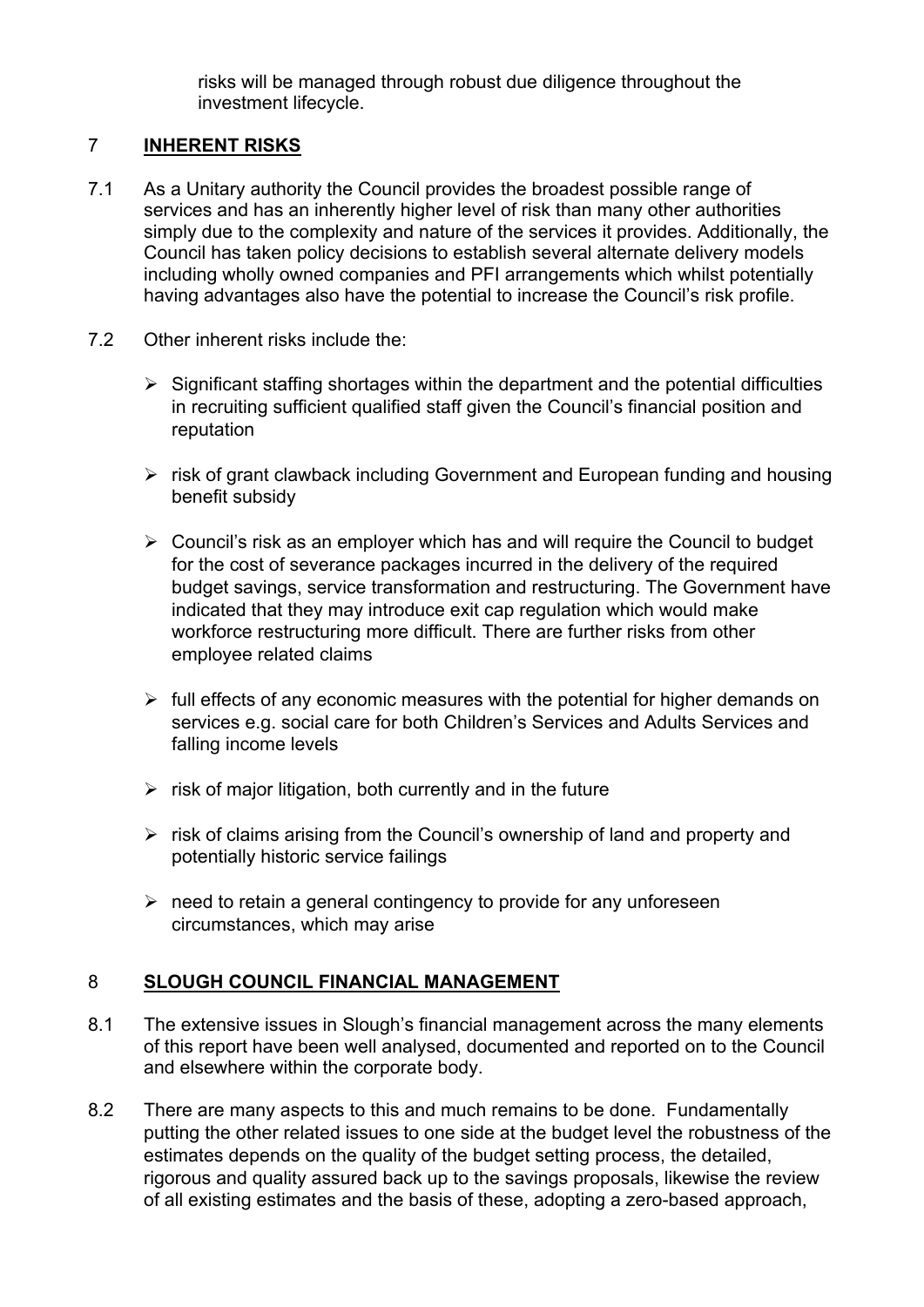risks will be managed through robust due diligence throughout the investment lifecycle.

## 7 INHERENT RISKS

7.1 As a Unitary authority the Council provides the broadest possible range of services and has an inherently higher level of risk than many other authorities simply due to the complexity and nature of the services it provides. Additionally, the Council has taken policy decisions to establish several alternate delivery models including wholly owned companies and PFI arrangements which whilst potentially having advantages also have the potential to increase the Council's risk profile.

7.2 Other inherent risks include the:

- Significant staffing shortages within the department and the potential difficulties in recruiting sufficient qualified staff given the Council's financial position and reputation
- risk of grant clawback including Government and European funding and housing benefit subsidy
- Council's risk as an employer which has and will require the Council to budget for the cost of severance packages incurred in the delivery of the required budget savings, service transformation and restructuring. The Government have indicated that they may introduce exit cap regulation which would make workforce restructuring more difficult. There are further risks from other employee related claims
- full effects of any economic measures with the potential for higher demands on services e.g. social care for both Children's Services and Adults Services and falling income levels
- risk of major litigation, both currently and in the future
- risk of claims arising from the Council's ownership of land and property and potentially historic service failings
- need to retain a general contingency to provide for any unforeseen circumstances, which may arise

## 8 SLOUGH COUNCIL FINANCIAL MANAGEMENT

8.1 The extensive issues in Slough's financial management across the many elements of this report have been well analysed, documented and reported on to the Council and elsewhere within the corporate body.

8.2 There are many aspects to this and much remains to be done. Fundamentally putting the other related issues to one side at the budget level the robustness of the estimates depends on the quality of the budget setting process, the detailed, rigorous and quality assured back up to the savings proposals, likewise the review of all existing estimates and the basis of these, adopting a zero-based approach,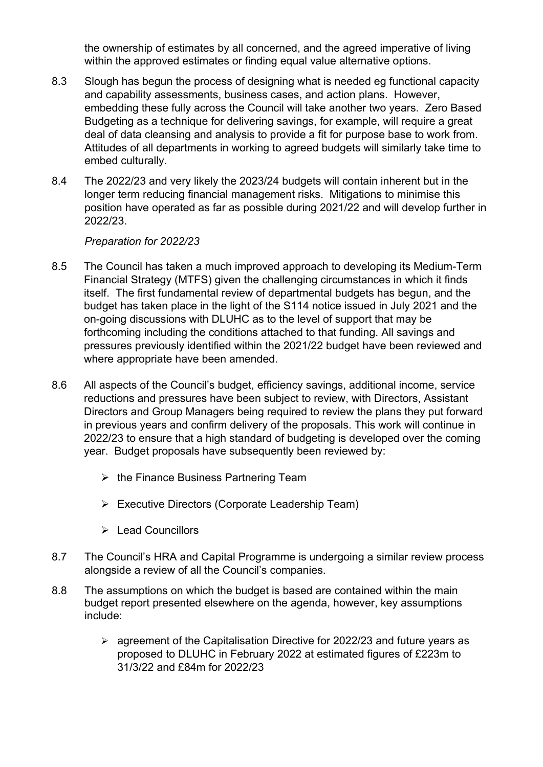the ownership of estimates by all concerned, and the agreed imperative of living within the approved estimates or finding equal value alternative options.

8.3 Slough has begun the process of designing what is needed eg functional capacity and capability assessments, business cases, and action plans. However, embedding these fully across the Council will take another two years. Zero Based Budgeting as a technique for delivering savings, for example, will require a great deal of data cleansing and analysis to provide a fit for purpose base to work from. Attitudes of all departments in working to agreed budgets will similarly take time to embed culturally.

8.4 The 2022/23 and very likely the 2023/24 budgets will contain inherent but in the longer term reducing financial management risks. Mitigations to minimise this position have operated as far as possible during 2021/22 and will develop further in 2022/23.

*Preparation for 2022/23*

8.5 The Council has taken a much improved approach to developing its Medium-Term Financial Strategy (MTFS) given the challenging circumstances in which it finds itself. The first fundamental review of departmental budgets has begun, and the budget has taken place in the light of the S114 notice issued in July 2021 and the on-going discussions with DLUHC as to the level of support that may be forthcoming including the conditions attached to that funding. All savings and pressures previously identified within the 2021/22 budget have been reviewed and where appropriate have been amended.

8.6 All aspects of the Council's budget, efficiency savings, additional income, service reductions and pressures have been subject to review, with Directors, Assistant Directors and Group Managers being required to review the plans they put forward in previous years and confirm delivery of the proposals. This work will continue in 2022/23 to ensure that a high standard of budgeting is developed over the coming year. Budget proposals have subsequently been reviewed by:

- the Finance Business Partnering Team
- Executive Directors (Corporate Leadership Team)
- Lead Councillors

8.7 The Council's HRA and Capital Programme is undergoing a similar review process alongside a review of all the Council's companies.

8.8 The assumptions on which the budget is based are contained within the main budget report presented elsewhere on the agenda, however, key assumptions include:

- agreement of the Capitalisation Directive for 2022/23 and future years as proposed to DLUHC in February 2022 at estimated figures of £223m to 31/3/22 and £84m for 2022/23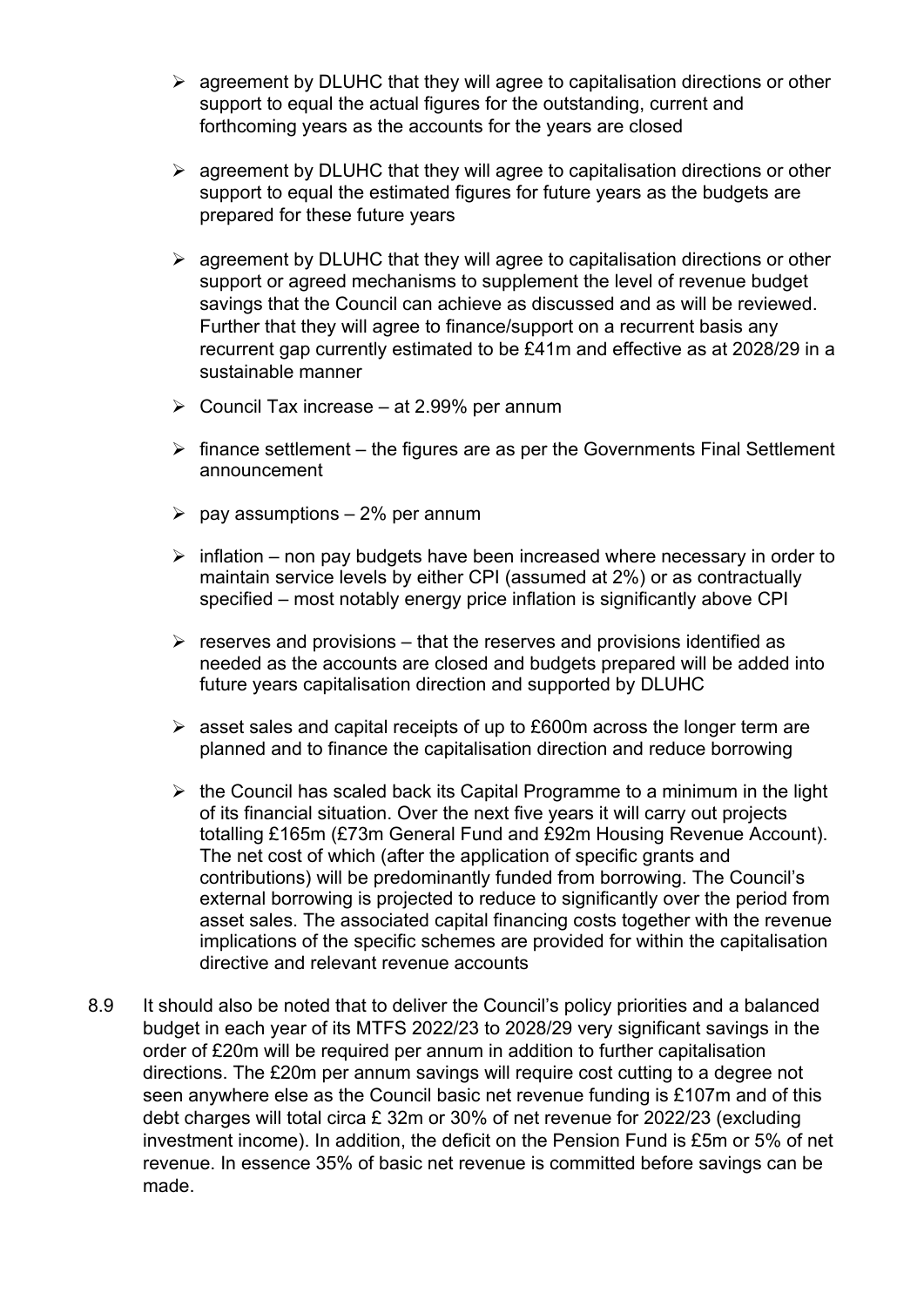- agreement by DLUHC that they will agree to capitalisation directions or other support to equal the actual figures for the outstanding, current and forthcoming years as the accounts for the years are closed

- agreement by DLUHC that they will agree to capitalisation directions or other support to equal the estimated figures for future years as the budgets are prepared for these future years

- agreement by DLUHC that they will agree to capitalisation directions or other support or agreed mechanisms to supplement the level of revenue budget savings that the Council can achieve as discussed and as will be reviewed. Further that they will agree to finance/support on a recurrent basis any recurrent gap currently estimated to be £41m and effective as at 2028/29 in a sustainable manner

- Council Tax increase – at 2.99% per annum

- finance settlement – the figures are as per the Governments Final Settlement announcement

- pay assumptions – 2% per annum

- inflation – non pay budgets have been increased where necessary in order to maintain service levels by either CPI (assumed at 2%) or as contractually specified – most notably energy price inflation is significantly above CPI

- reserves and provisions – that the reserves and provisions identified as needed as the accounts are closed and budgets prepared will be added into future years capitalisation direction and supported by DLUHC

- asset sales and capital receipts of up to £600m across the longer term are planned and to finance the capitalisation direction and reduce borrowing

- the Council has scaled back its Capital Programme to a minimum in the light of its financial situation. Over the next five years it will carry out projects totalling £165m (£73m General Fund and £92m Housing Revenue Account). The net cost of which (after the application of specific grants and contributions) will be predominantly funded from borrowing. The Council's external borrowing is projected to reduce to significantly over the period from asset sales. The associated capital financing costs together with the revenue implications of the specific schemes are provided for within the capitalisation directive and relevant revenue accounts

8.9 It should also be noted that to deliver the Council's policy priorities and a balanced budget in each year of its MTFS 2022/23 to 2028/29 very significant savings in the order of £20m will be required per annum in addition to further capitalisation directions. The £20m per annum savings will require cost cutting to a degree not seen anywhere else as the Council basic net revenue funding is £107m and of this debt charges will total circa £ 32m or 30% of net revenue for 2022/23 (excluding investment income). In addition, the deficit on the Pension Fund is £5m or 5% of net revenue. In essence 35% of basic net revenue is committed before savings can be made.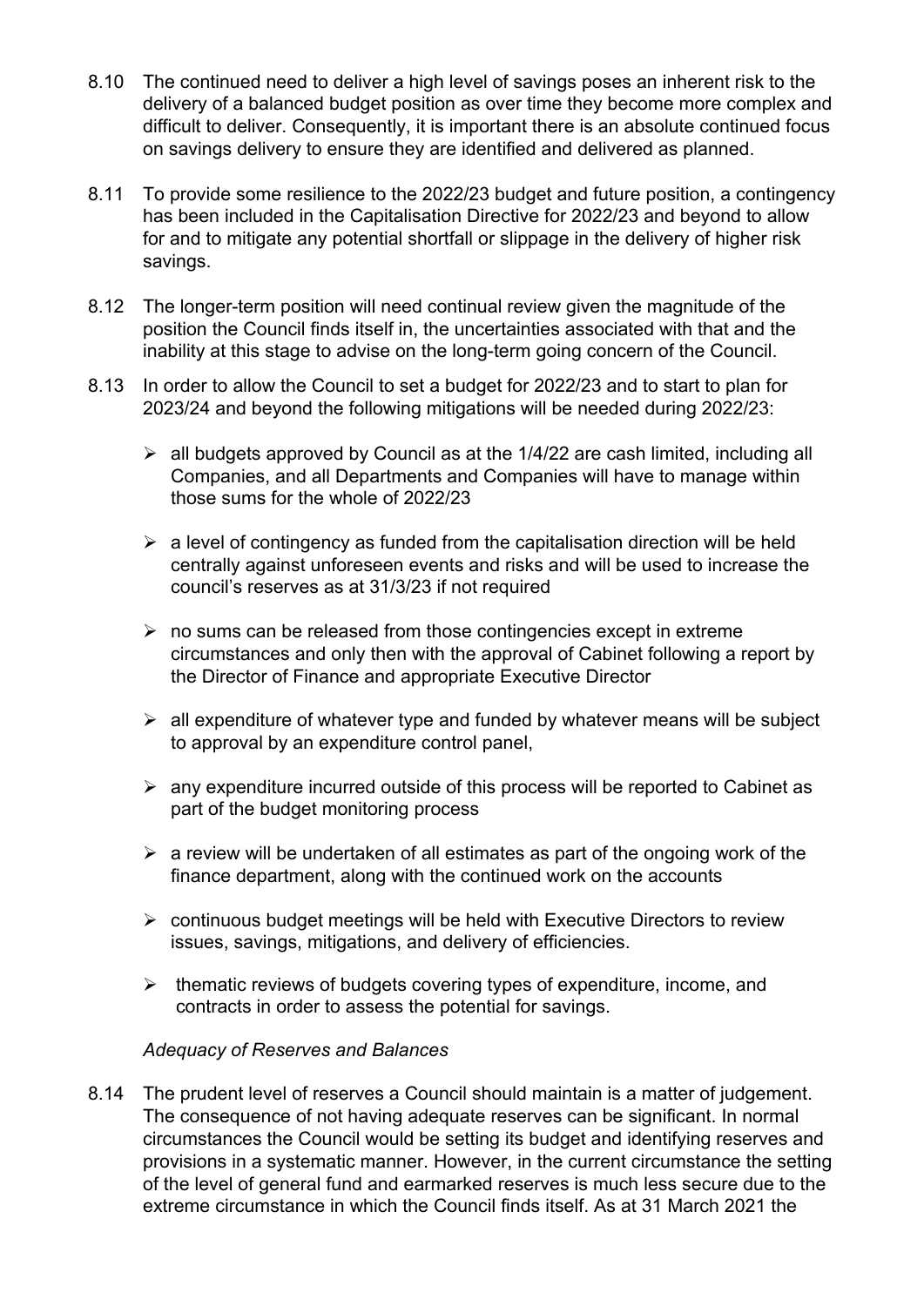8.10 The continued need to deliver a high level of savings poses an inherent risk to the delivery of a balanced budget position as over time they become more complex and difficult to deliver. Consequently, it is important there is an absolute continued focus on savings delivery to ensure they are identified and delivered as planned.

8.11 To provide some resilience to the 2022/23 budget and future position, a contingency has been included in the Capitalisation Directive for 2022/23 and beyond to allow for and to mitigate any potential shortfall or slippage in the delivery of higher risk savings.

8.12 The longer-term position will need continual review given the magnitude of the position the Council finds itself in, the uncertainties associated with that and the inability at this stage to advise on the long-term going concern of the Council.

8.13 In order to allow the Council to set a budget for 2022/23 and to start to plan for 2023/24 and beyond the following mitigations will be needed during 2022/23:

- all budgets approved by Council as at the 1/4/22 are cash limited, including all Companies, and all Departments and Companies will have to manage within those sums for the whole of 2022/23
- a level of contingency as funded from the capitalisation direction will be held centrally against unforeseen events and risks and will be used to increase the council's reserves as at 31/3/23 if not required
- no sums can be released from those contingencies except in extreme circumstances and only then with the approval of Cabinet following a report by the Director of Finance and appropriate Executive Director
- all expenditure of whatever type and funded by whatever means will be subject to approval by an expenditure control panel,
- any expenditure incurred outside of this process will be reported to Cabinet as part of the budget monitoring process
- a review will be undertaken of all estimates as part of the ongoing work of the finance department, along with the continued work on the accounts
- continuous budget meetings will be held with Executive Directors to review issues, savings, mitigations, and delivery of efficiencies.
- thematic reviews of budgets covering types of expenditure, income, and contracts in order to assess the potential for savings.

*Adequacy of Reserves and Balances*

8.14 The prudent level of reserves a Council should maintain is a matter of judgement. The consequence of not having adequate reserves can be significant. In normal circumstances the Council would be setting its budget and identifying reserves and provisions in a systematic manner. However, in the current circumstance the setting of the level of general fund and earmarked reserves is much less secure due to the extreme circumstance in which the Council finds itself. As at 31 March 2021 the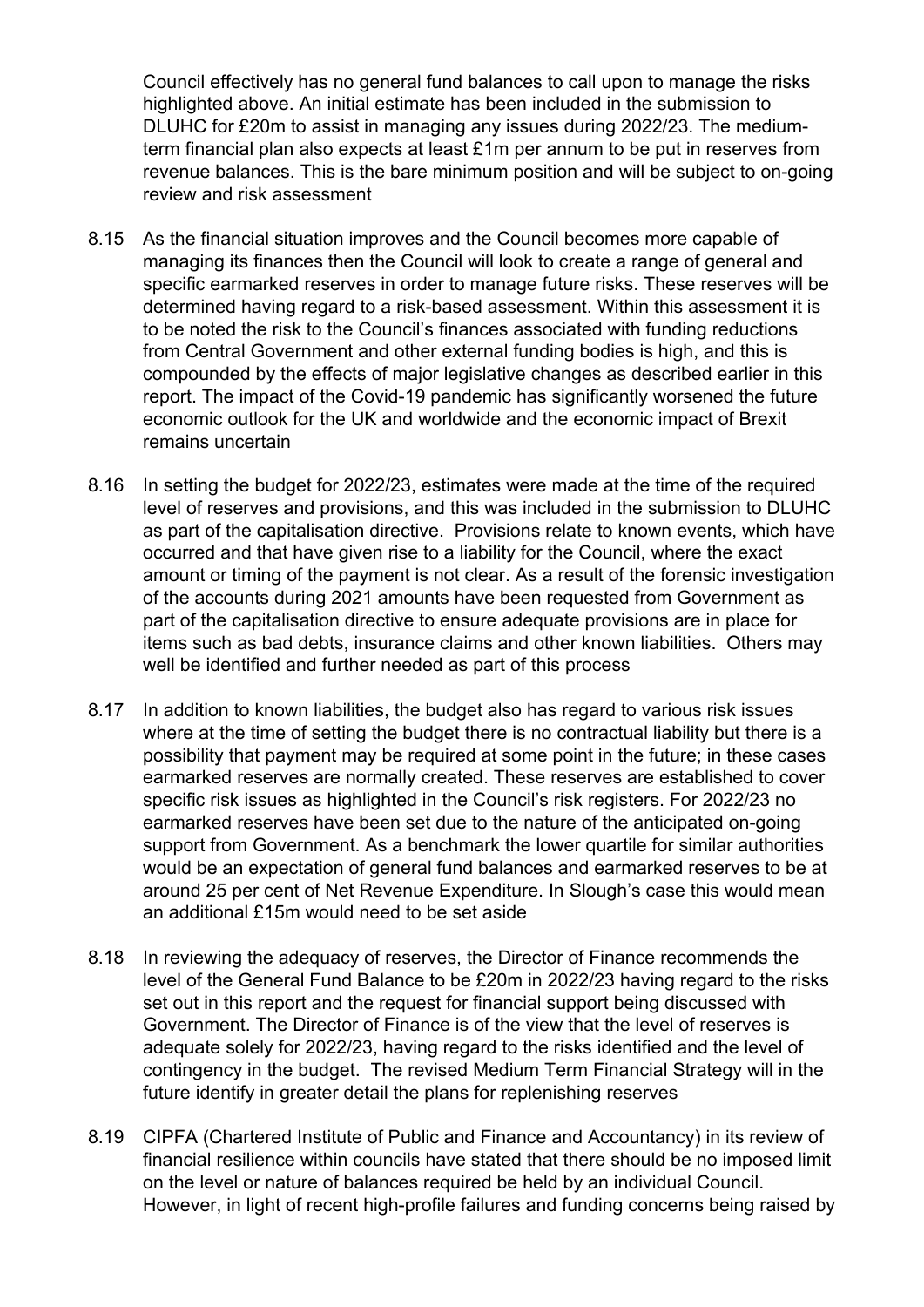Council effectively has no general fund balances to call upon to manage the risks highlighted above. An initial estimate has been included in the submission to DLUHC for £20m to assist in managing any issues during 2022/23. The medium-term financial plan also expects at least £1m per annum to be put in reserves from revenue balances. This is the bare minimum position and will be subject to on-going review and risk assessment

8.15 As the financial situation improves and the Council becomes more capable of managing its finances then the Council will look to create a range of general and specific earmarked reserves in order to manage future risks. These reserves will be determined having regard to a risk-based assessment. Within this assessment it is to be noted the risk to the Council's finances associated with funding reductions from Central Government and other external funding bodies is high, and this is compounded by the effects of major legislative changes as described earlier in this report. The impact of the Covid-19 pandemic has significantly worsened the future economic outlook for the UK and worldwide and the economic impact of Brexit remains uncertain

8.16 In setting the budget for 2022/23, estimates were made at the time of the required level of reserves and provisions, and this was included in the submission to DLUHC as part of the capitalisation directive. Provisions relate to known events, which have occurred and that have given rise to a liability for the Council, where the exact amount or timing of the payment is not clear. As a result of the forensic investigation of the accounts during 2021 amounts have been requested from Government as part of the capitalisation directive to ensure adequate provisions are in place for items such as bad debts, insurance claims and other known liabilities. Others may well be identified and further needed as part of this process

8.17 In addition to known liabilities, the budget also has regard to various risk issues where at the time of setting the budget there is no contractual liability but there is a possibility that payment may be required at some point in the future; in these cases earmarked reserves are normally created. These reserves are established to cover specific risk issues as highlighted in the Council's risk registers. For 2022/23 no earmarked reserves have been set due to the nature of the anticipated on-going support from Government. As a benchmark the lower quartile for similar authorities would be an expectation of general fund balances and earmarked reserves to be at around 25 per cent of Net Revenue Expenditure. In Slough's case this would mean an additional £15m would need to be set aside

8.18 In reviewing the adequacy of reserves, the Director of Finance recommends the level of the General Fund Balance to be £20m in 2022/23 having regard to the risks set out in this report and the request for financial support being discussed with Government. The Director of Finance is of the view that the level of reserves is adequate solely for 2022/23, having regard to the risks identified and the level of contingency in the budget. The revised Medium Term Financial Strategy will in the future identify in greater detail the plans for replenishing reserves

8.19 CIPFA (Chartered Institute of Public and Finance and Accountancy) in its review of financial resilience within councils have stated that there should be no imposed limit on the level or nature of balances required be held by an individual Council. However, in light of recent high-profile failures and funding concerns being raised by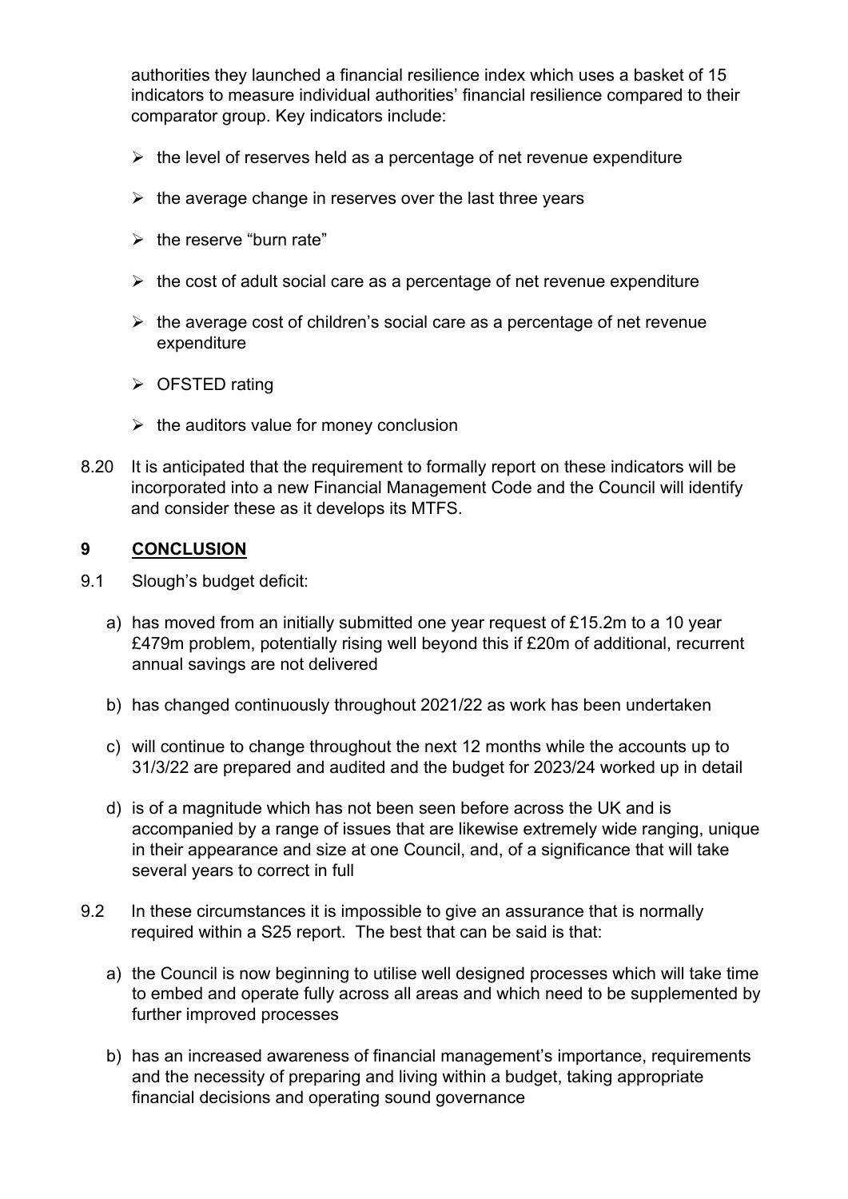authorities they launched a financial resilience index which uses a basket of 15 indicators to measure individual authorities' financial resilience compared to their comparator group. Key indicators include:

- the level of reserves held as a percentage of net revenue expenditure
- the average change in reserves over the last three years
- the reserve "burn rate"
- the cost of adult social care as a percentage of net revenue expenditure
- the average cost of children's social care as a percentage of net revenue expenditure
- OFSTED rating
- the auditors value for money conclusion

8.20 It is anticipated that the requirement to formally report on these indicators will be incorporated into a new Financial Management Code and the Council will identify and consider these as it develops its MTFS.

## 9 CONCLUSION

9.1 Slough's budget deficit:

a) has moved from an initially submitted one year request of £15.2m to a 10 year £479m problem, potentially rising well beyond this if £20m of additional, recurrent annual savings are not delivered

b) has changed continuously throughout 2021/22 as work has been undertaken

c) will continue to change throughout the next 12 months while the accounts up to 31/3/22 are prepared and audited and the budget for 2023/24 worked up in detail

d) is of a magnitude which has not been seen before across the UK and is accompanied by a range of issues that are likewise extremely wide ranging, unique in their appearance and size at one Council, and, of a significance that will take several years to correct in full

9.2 In these circumstances it is impossible to give an assurance that is normally required within a S25 report. The best that can be said is that:

a) the Council is now beginning to utilise well designed processes which will take time to embed and operate fully across all areas and which need to be supplemented by further improved processes

b) has an increased awareness of financial management's importance, requirements and the necessity of preparing and living within a budget, taking appropriate financial decisions and operating sound governance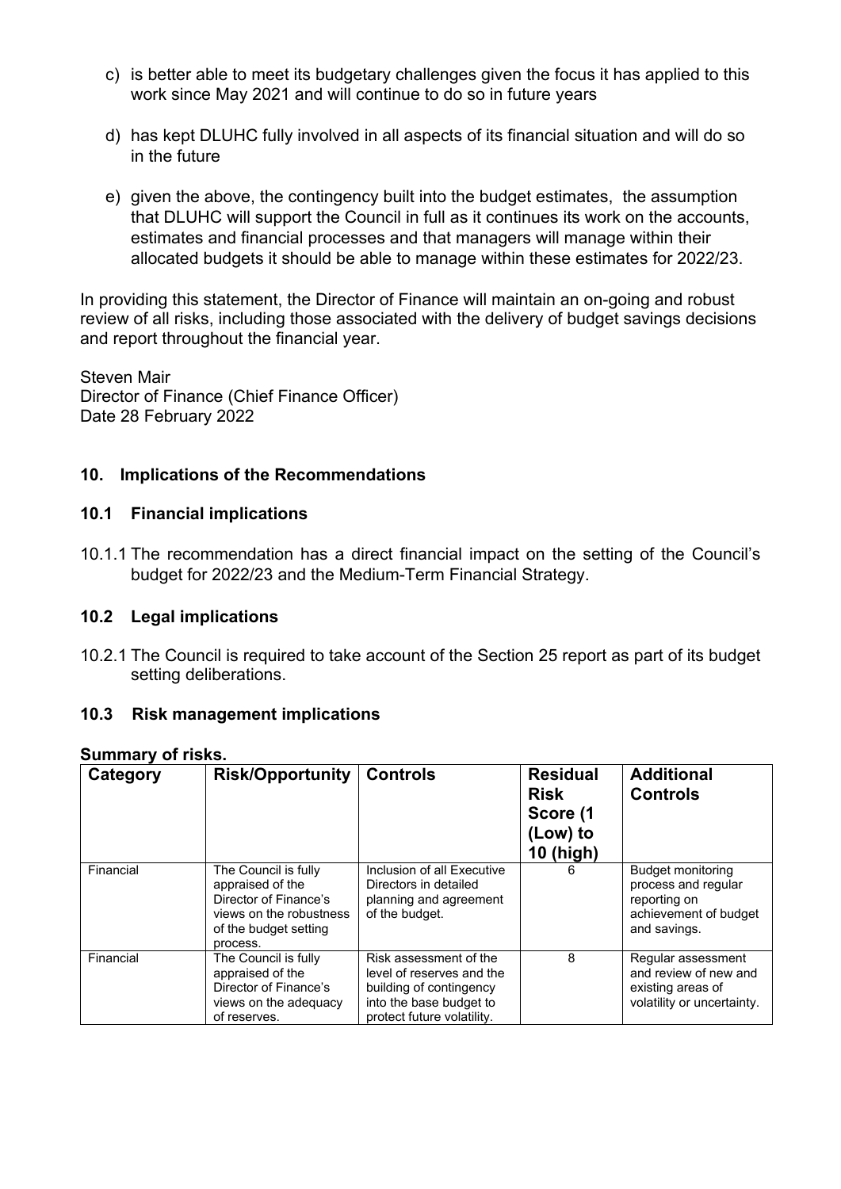c) is better able to meet its budgetary challenges given the focus it has applied to this work since May 2021 and will continue to do so in future years

d) has kept DLUHC fully involved in all aspects of its financial situation and will do so in the future

e) given the above, the contingency built into the budget estimates, the assumption that DLUHC will support the Council in full as it continues its work on the accounts, estimates and financial processes and that managers will manage within their allocated budgets it should be able to manage within these estimates for 2022/23.

In providing this statement, the Director of Finance will maintain an on-going and robust review of all risks, including those associated with the delivery of budget savings decisions and report throughout the financial year.

Steven Mair
Director of Finance (Chief Finance Officer)
Date 28 February 2022

## 10. Implications of the Recommendations

### 10.1 Financial implications

10.1.1 The recommendation has a direct financial impact on the setting of the Council's budget for 2022/23 and the Medium-Term Financial Strategy.

### 10.2 Legal implications

10.2.1 The Council is required to take account of the Section 25 report as part of its budget setting deliberations.

### 10.3 Risk management implications

**Summary of risks.**

| Category | Risk/Opportunity | Controls | Residual Risk Score (1 (Low) to 10 (high) | Additional Controls |
|---|---|---|---|---|
| Financial | The Council is fully appraised of the Director of Finance's views on the robustness of the budget setting process. | Inclusion of all Executive Directors in detailed planning and agreement of the budget. | 6 | Budget monitoring process and regular reporting on achievement of budget and savings. |
| Financial | The Council is fully appraised of the Director of Finance's views on the adequacy of reserves. | Risk assessment of the level of reserves and the building of contingency into the base budget to protect future volatility. | 8 | Regular assessment and review of new and existing areas of volatility or uncertainty. |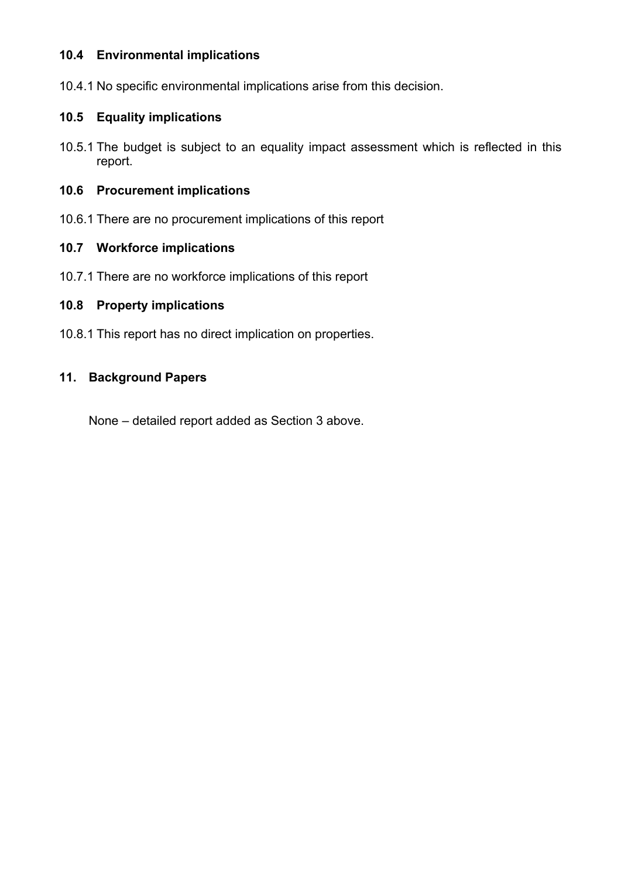### 10.4 Environmental implications

10.4.1 No specific environmental implications arise from this decision.

### 10.5 Equality implications

10.5.1 The budget is subject to an equality impact assessment which is reflected in this report.

### 10.6 Procurement implications

10.6.1 There are no procurement implications of this report

### 10.7 Workforce implications

10.7.1 There are no workforce implications of this report

### 10.8 Property implications

10.8.1 This report has no direct implication on properties.

## 11. Background Papers

None – detailed report added as Section 3 above.